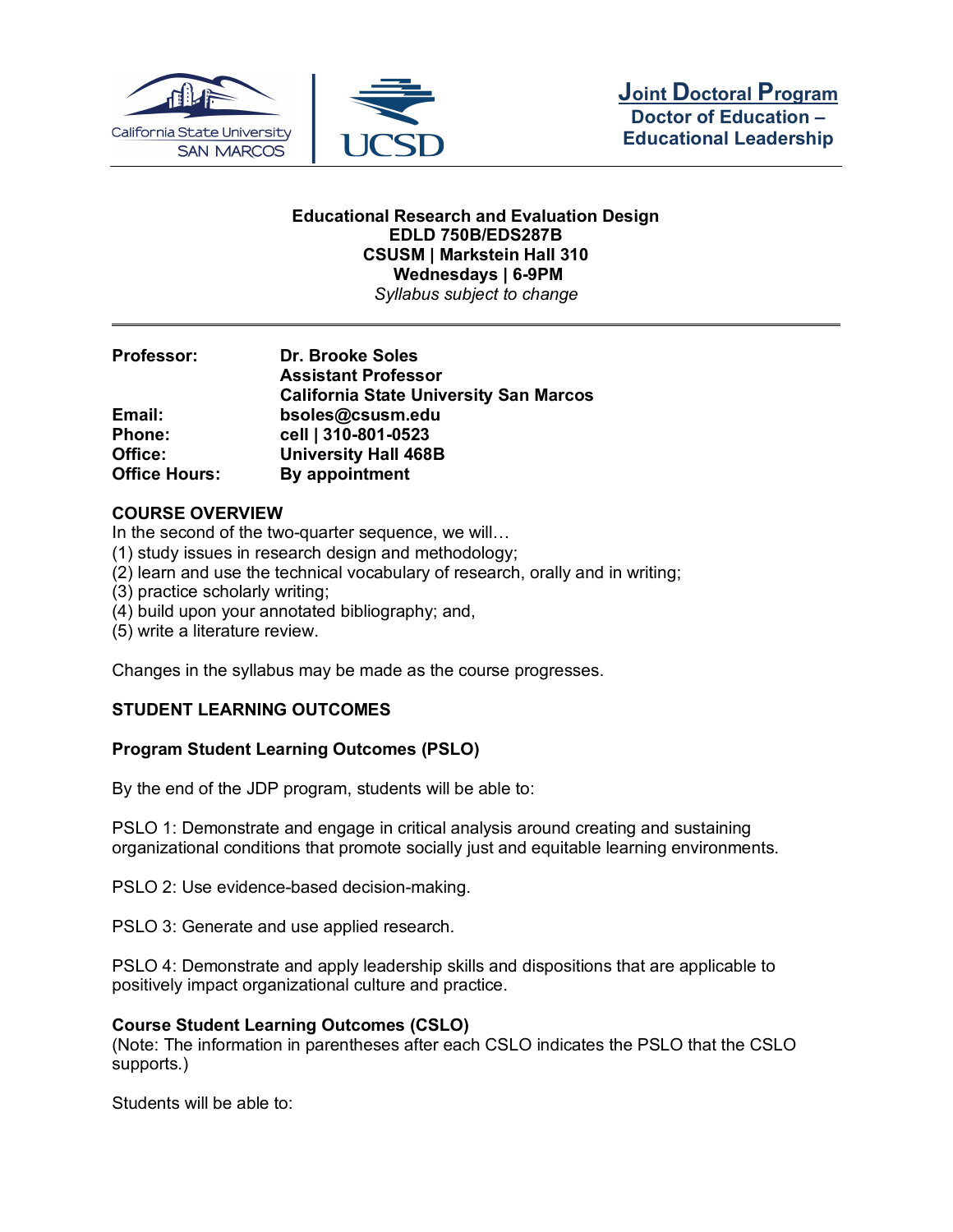**Joint Doctoral Program**
**Doctor of Education – Educational Leadership**

**Educational Research and Evaluation Design**
**EDLD 750B/EDS287B**
**CSUSM | Markstein Hall 310**
**Wednesdays | 6-9PM**
*Syllabus subject to change*

---

| | |
|---|---|
| **Professor:** | **Dr. Brooke Soles** |
| | **Assistant Professor** |
| | **California State University San Marcos** |
| **Email:** | **bsoles@csusm.edu** |
| **Phone:** | **cell \| 310-801-0523** |
| **Office:** | **University Hall 468B** |
| **Office Hours:** | **By appointment** |

## COURSE OVERVIEW

In the second of the two-quarter sequence, we will…
(1) study issues in research design and methodology;
(2) learn and use the technical vocabulary of research, orally and in writing;
(3) practice scholarly writing;
(4) build upon your annotated bibliography; and,
(5) write a literature review.

Changes in the syllabus may be made as the course progresses.

## STUDENT LEARNING OUTCOMES

### Program Student Learning Outcomes (PSLO)

By the end of the JDP program, students will be able to:

PSLO 1: Demonstrate and engage in critical analysis around creating and sustaining organizational conditions that promote socially just and equitable learning environments.

PSLO 2: Use evidence-based decision-making.

PSLO 3: Generate and use applied research.

PSLO 4: Demonstrate and apply leadership skills and dispositions that are applicable to positively impact organizational culture and practice.

### Course Student Learning Outcomes (CSLO)

(Note: The information in parentheses after each CSLO indicates the PSLO that the CSLO supports.)

Students will be able to: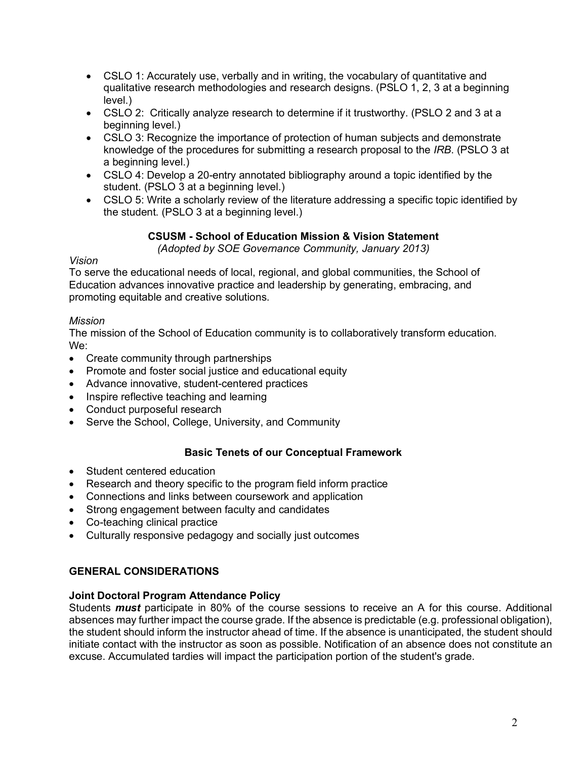- CSLO 1: Accurately use, verbally and in writing, the vocabulary of quantitative and qualitative research methodologies and research designs. (PSLO 1, 2, 3 at a beginning level.)
- CSLO 2: Critically analyze research to determine if it trustworthy. (PSLO 2 and 3 at a beginning level.)
- CSLO 3: Recognize the importance of protection of human subjects and demonstrate knowledge of the procedures for submitting a research proposal to the *IRB*. (PSLO 3 at a beginning level.)
- CSLO 4: Develop a 20-entry annotated bibliography around a topic identified by the student. (PSLO 3 at a beginning level.)
- CSLO 5: Write a scholarly review of the literature addressing a specific topic identified by the student. (PSLO 3 at a beginning level.)

### CSUSM - School of Education Mission & Vision Statement

*(Adopted by SOE Governance Community, January 2013)*

*Vision*

To serve the educational needs of local, regional, and global communities, the School of Education advances innovative practice and leadership by generating, embracing, and promoting equitable and creative solutions.

*Mission*

The mission of the School of Education community is to collaboratively transform education. We:

- Create community through partnerships
- Promote and foster social justice and educational equity
- Advance innovative, student-centered practices
- Inspire reflective teaching and learning
- Conduct purposeful research
- Serve the School, College, University, and Community

### Basic Tenets of our Conceptual Framework

- Student centered education
- Research and theory specific to the program field inform practice
- Connections and links between coursework and application
- Strong engagement between faculty and candidates
- Co-teaching clinical practice
- Culturally responsive pedagogy and socially just outcomes

## GENERAL CONSIDERATIONS

### Joint Doctoral Program Attendance Policy

Students ***must*** participate in 80% of the course sessions to receive an A for this course. Additional absences may further impact the course grade. If the absence is predictable (e.g. professional obligation), the student should inform the instructor ahead of time. If the absence is unanticipated, the student should initiate contact with the instructor as soon as possible. Notification of an absence does not constitute an excuse. Accumulated tardies will impact the participation portion of the student's grade.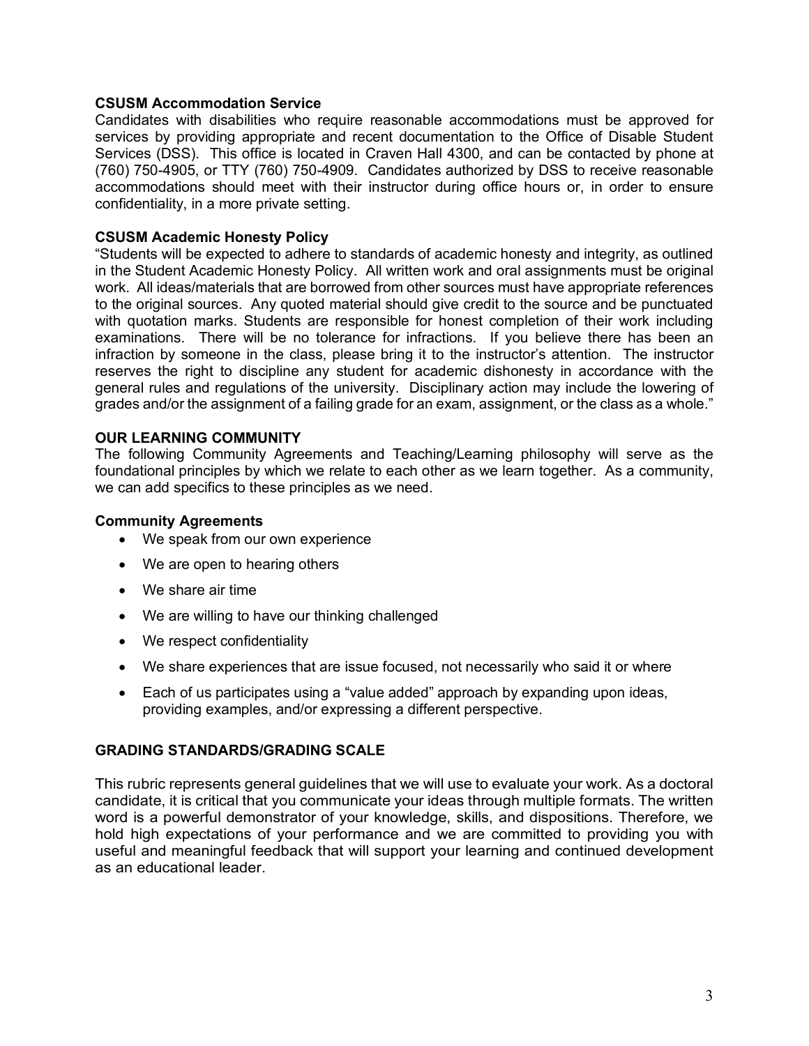**CSUSM Accommodation Service**

Candidates with disabilities who require reasonable accommodations must be approved for services by providing appropriate and recent documentation to the Office of Disable Student Services (DSS). This office is located in Craven Hall 4300, and can be contacted by phone at (760) 750-4905, or TTY (760) 750-4909. Candidates authorized by DSS to receive reasonable accommodations should meet with their instructor during office hours or, in order to ensure confidentiality, in a more private setting.

**CSUSM Academic Honesty Policy**

"Students will be expected to adhere to standards of academic honesty and integrity, as outlined in the Student Academic Honesty Policy. All written work and oral assignments must be original work. All ideas/materials that are borrowed from other sources must have appropriate references to the original sources. Any quoted material should give credit to the source and be punctuated with quotation marks. Students are responsible for honest completion of their work including examinations. There will be no tolerance for infractions. If you believe there has been an infraction by someone in the class, please bring it to the instructor's attention. The instructor reserves the right to discipline any student for academic dishonesty in accordance with the general rules and regulations of the university. Disciplinary action may include the lowering of grades and/or the assignment of a failing grade for an exam, assignment, or the class as a whole."

**OUR LEARNING COMMUNITY**

The following Community Agreements and Teaching/Learning philosophy will serve as the foundational principles by which we relate to each other as we learn together. As a community, we can add specifics to these principles as we need.

**Community Agreements**

- We speak from our own experience
- We are open to hearing others
- We share air time
- We are willing to have our thinking challenged
- We respect confidentiality
- We share experiences that are issue focused, not necessarily who said it or where
- Each of us participates using a "value added" approach by expanding upon ideas, providing examples, and/or expressing a different perspective.

**GRADING STANDARDS/GRADING SCALE**

This rubric represents general guidelines that we will use to evaluate your work. As a doctoral candidate, it is critical that you communicate your ideas through multiple formats. The written word is a powerful demonstrator of your knowledge, skills, and dispositions. Therefore, we hold high expectations of your performance and we are committed to providing you with useful and meaningful feedback that will support your learning and continued development as an educational leader.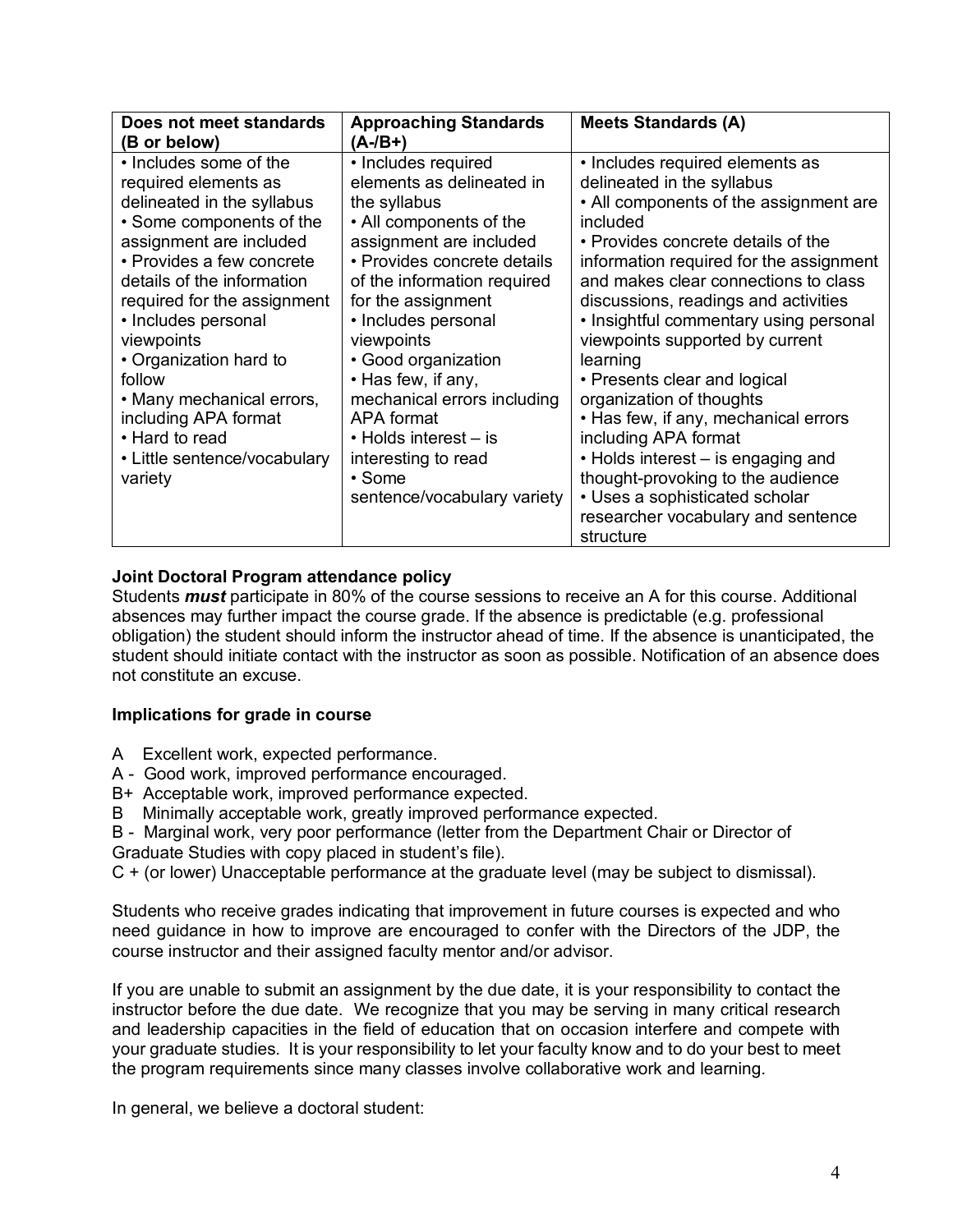| Does not meet standards (B or below) | Approaching Standards (A-/B+) | Meets Standards (A) |
|---|---|---|
| • Includes some of the required elements as delineated in the syllabus<br>• Some components of the assignment are included<br>• Provides a few concrete details of the information required for the assignment<br>• Includes personal viewpoints<br>• Organization hard to follow<br>• Many mechanical errors, including APA format<br>• Hard to read<br>• Little sentence/vocabulary variety | • Includes required elements as delineated in the syllabus<br>• All components of the assignment are included<br>• Provides concrete details of the information required for the assignment<br>• Includes personal viewpoints<br>• Good organization<br>• Has few, if any, mechanical errors including APA format<br>• Holds interest – is interesting to read<br>• Some sentence/vocabulary variety | • Includes required elements as delineated in the syllabus<br>• All components of the assignment are included<br>• Provides concrete details of the information required for the assignment and makes clear connections to class discussions, readings and activities<br>• Insightful commentary using personal viewpoints supported by current learning<br>• Presents clear and logical organization of thoughts<br>• Has few, if any, mechanical errors including APA format<br>• Holds interest – is engaging and thought-provoking to the audience<br>• Uses a sophisticated scholar researcher vocabulary and sentence structure |

**Joint Doctoral Program attendance policy**

Students ***must*** participate in 80% of the course sessions to receive an A for this course. Additional absences may further impact the course grade. If the absence is predictable (e.g. professional obligation) the student should inform the instructor ahead of time. If the absence is unanticipated, the student should initiate contact with the instructor as soon as possible. Notification of an absence does not constitute an excuse.

**Implications for grade in course**

A Excellent work, expected performance.
A - Good work, improved performance encouraged.
B+ Acceptable work, improved performance expected.
B Minimally acceptable work, greatly improved performance expected.
B - Marginal work, very poor performance (letter from the Department Chair or Director of Graduate Studies with copy placed in student's file).
C + (or lower) Unacceptable performance at the graduate level (may be subject to dismissal).

Students who receive grades indicating that improvement in future courses is expected and who need guidance in how to improve are encouraged to confer with the Directors of the JDP, the course instructor and their assigned faculty mentor and/or advisor.

If you are unable to submit an assignment by the due date, it is your responsibility to contact the instructor before the due date. We recognize that you may be serving in many critical research and leadership capacities in the field of education that on occasion interfere and compete with your graduate studies. It is your responsibility to let your faculty know and to do your best to meet the program requirements since many classes involve collaborative work and learning.

In general, we believe a doctoral student: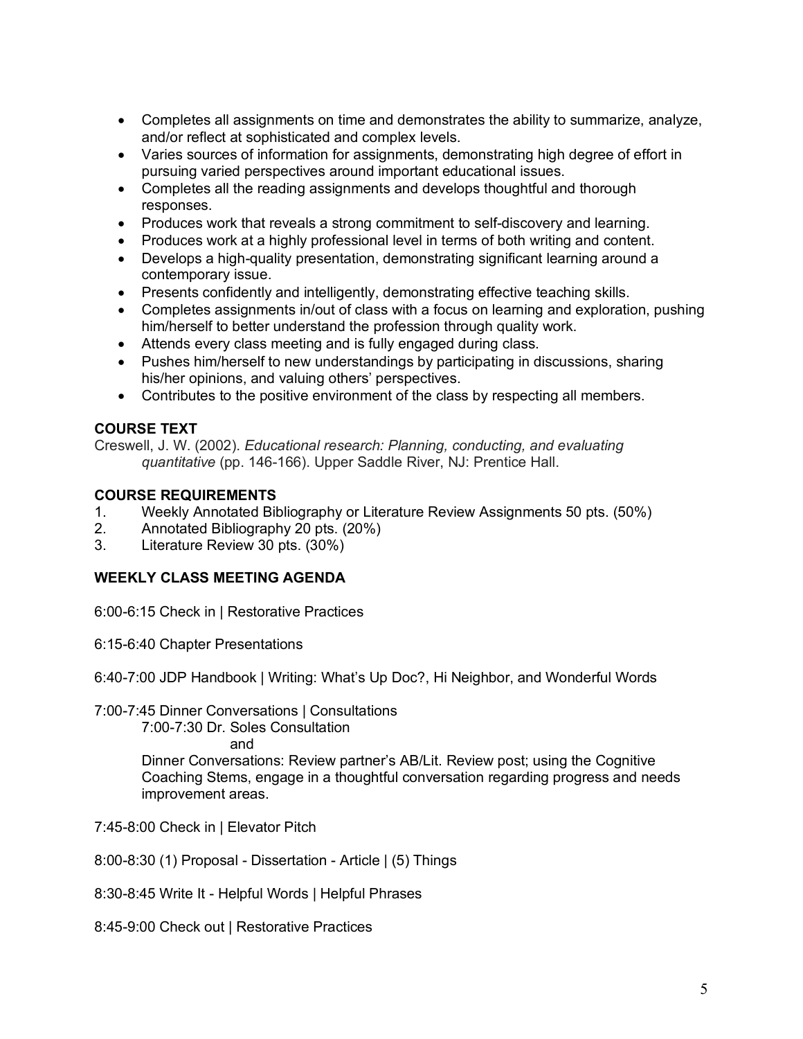- Completes all assignments on time and demonstrates the ability to summarize, analyze, and/or reflect at sophisticated and complex levels.
- Varies sources of information for assignments, demonstrating high degree of effort in pursuing varied perspectives around important educational issues.
- Completes all the reading assignments and develops thoughtful and thorough responses.
- Produces work that reveals a strong commitment to self-discovery and learning.
- Produces work at a highly professional level in terms of both writing and content.
- Develops a high-quality presentation, demonstrating significant learning around a contemporary issue.
- Presents confidently and intelligently, demonstrating effective teaching skills.
- Completes assignments in/out of class with a focus on learning and exploration, pushing him/herself to better understand the profession through quality work.
- Attends every class meeting and is fully engaged during class.
- Pushes him/herself to new understandings by participating in discussions, sharing his/her opinions, and valuing others' perspectives.
- Contributes to the positive environment of the class by respecting all members.

**COURSE TEXT**

Creswell, J. W. (2002). *Educational research: Planning, conducting, and evaluating quantitative* (pp. 146-166). Upper Saddle River, NJ: Prentice Hall.

**COURSE REQUIREMENTS**

1. Weekly Annotated Bibliography or Literature Review Assignments 50 pts. (50%)
2. Annotated Bibliography 20 pts. (20%)
3. Literature Review 30 pts. (30%)

**WEEKLY CLASS MEETING AGENDA**

6:00-6:15 Check in | Restorative Practices

6:15-6:40 Chapter Presentations

6:40-7:00 JDP Handbook | Writing: What's Up Doc?, Hi Neighbor, and Wonderful Words

7:00-7:45 Dinner Conversations | Consultations

7:00-7:30 Dr. Soles Consultation

and

Dinner Conversations: Review partner's AB/Lit. Review post; using the Cognitive Coaching Stems, engage in a thoughtful conversation regarding progress and needs improvement areas.

7:45-8:00 Check in | Elevator Pitch

8:00-8:30 (1) Proposal - Dissertation - Article | (5) Things

8:30-8:45 Write It - Helpful Words | Helpful Phrases

8:45-9:00 Check out | Restorative Practices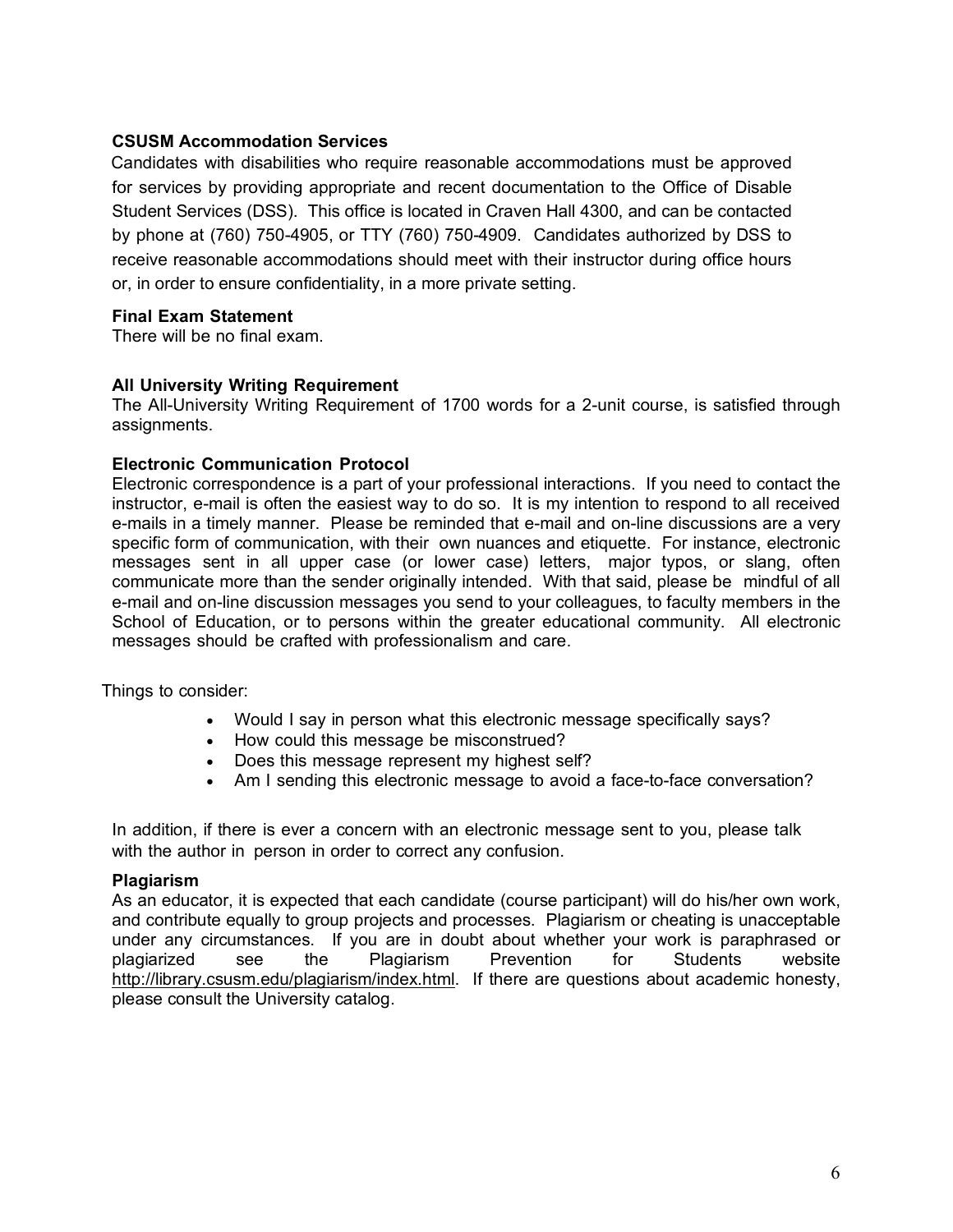### CSUSM Accommodation Services

Candidates with disabilities who require reasonable accommodations must be approved for services by providing appropriate and recent documentation to the Office of Disable Student Services (DSS). This office is located in Craven Hall 4300, and can be contacted by phone at (760) 750-4905, or TTY (760) 750-4909. Candidates authorized by DSS to receive reasonable accommodations should meet with their instructor during office hours or, in order to ensure confidentiality, in a more private setting.

### Final Exam Statement

There will be no final exam.

### All University Writing Requirement

The All-University Writing Requirement of 1700 words for a 2-unit course, is satisfied through assignments.

### Electronic Communication Protocol

Electronic correspondence is a part of your professional interactions. If you need to contact the instructor, e-mail is often the easiest way to do so. It is my intention to respond to all received e-mails in a timely manner. Please be reminded that e-mail and on-line discussions are a very specific form of communication, with their own nuances and etiquette. For instance, electronic messages sent in all upper case (or lower case) letters, major typos, or slang, often communicate more than the sender originally intended. With that said, please be mindful of all e-mail and on-line discussion messages you send to your colleagues, to faculty members in the School of Education, or to persons within the greater educational community. All electronic messages should be crafted with professionalism and care.

Things to consider:

- Would I say in person what this electronic message specifically says?
- How could this message be misconstrued?
- Does this message represent my highest self?
- Am I sending this electronic message to avoid a face-to-face conversation?

In addition, if there is ever a concern with an electronic message sent to you, please talk with the author in person in order to correct any confusion.

### Plagiarism

As an educator, it is expected that each candidate (course participant) will do his/her own work, and contribute equally to group projects and processes. Plagiarism or cheating is unacceptable under any circumstances. If you are in doubt about whether your work is paraphrased or plagiarized see the Plagiarism Prevention for Students website http://library.csusm.edu/plagiarism/index.html. If there are questions about academic honesty, please consult the University catalog.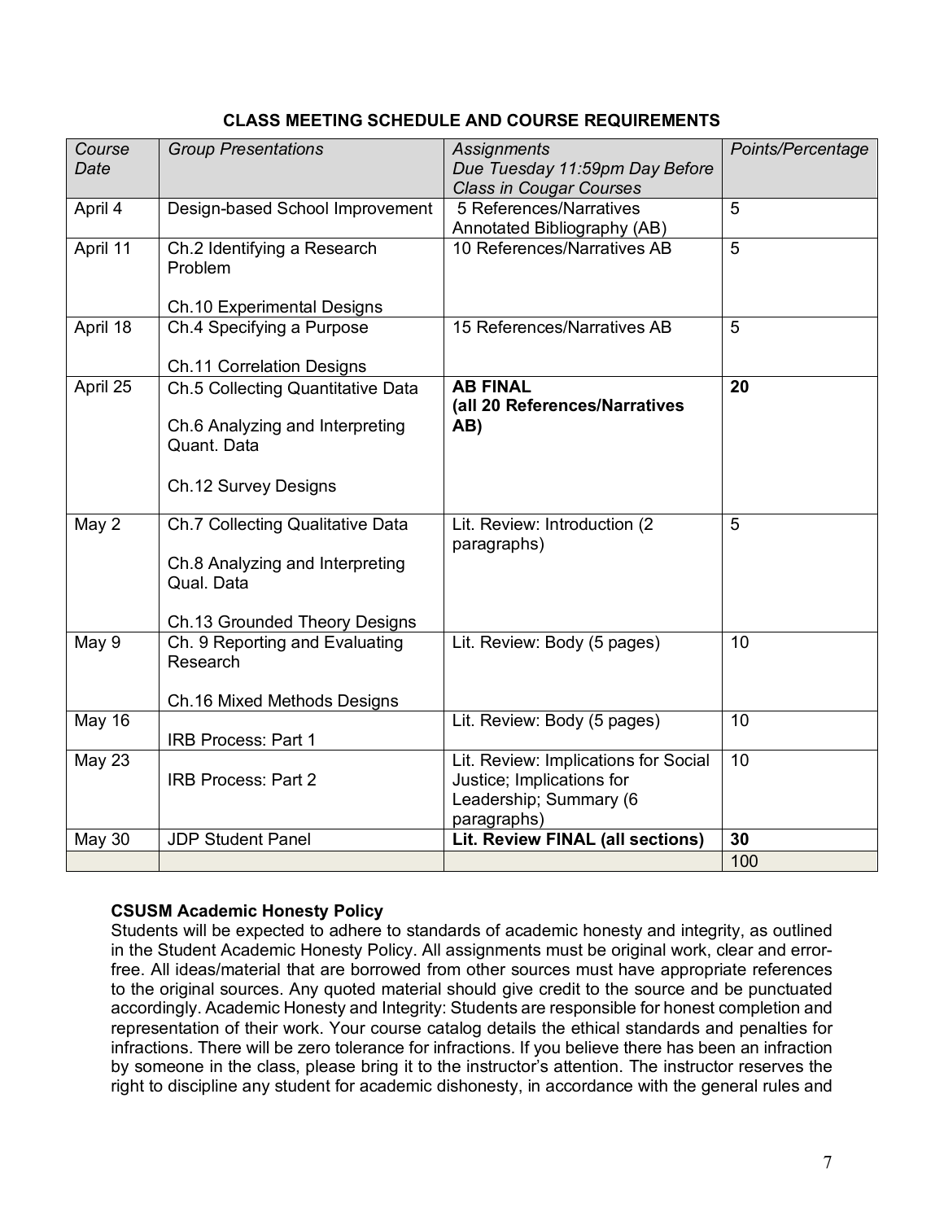## CLASS MEETING SCHEDULE AND COURSE REQUIREMENTS

| *Course Date* | *Group Presentations* | *Assignments Due Tuesday 11:59pm Day Before Class in Cougar Courses* | *Points/Percentage* |
|---|---|---|---|
| April 4 | Design-based School Improvement | 5 References/Narratives Annotated Bibliography (AB) | 5 |
| April 11 | Ch.2 Identifying a Research Problem<br><br>Ch.10 Experimental Designs | 10 References/Narratives AB | 5 |
| April 18 | Ch.4 Specifying a Purpose<br><br>Ch.11 Correlation Designs | 15 References/Narratives AB | 5 |
| April 25 | Ch.5 Collecting Quantitative Data<br><br>Ch.6 Analyzing and Interpreting Quant. Data<br><br>Ch.12 Survey Designs | **AB FINAL (all 20 References/Narratives AB)** | **20** |
| May 2 | Ch.7 Collecting Qualitative Data<br><br>Ch.8 Analyzing and Interpreting Qual. Data<br><br>Ch.13 Grounded Theory Designs | Lit. Review: Introduction (2 paragraphs) | 5 |
| May 9 | Ch. 9 Reporting and Evaluating Research<br><br>Ch.16 Mixed Methods Designs | Lit. Review: Body (5 pages) | 10 |
| May 16 | IRB Process: Part 1 | Lit. Review: Body (5 pages) | 10 |
| May 23 | IRB Process: Part 2 | Lit. Review: Implications for Social Justice; Implications for Leadership; Summary (6 paragraphs) | 10 |
| May 30 | JDP Student Panel | **Lit. Review FINAL (all sections)** | **30** |
| | | | 100 |

**CSUSM Academic Honesty Policy**
Students will be expected to adhere to standards of academic honesty and integrity, as outlined in the Student Academic Honesty Policy. All assignments must be original work, clear and error-free. All ideas/material that are borrowed from other sources must have appropriate references to the original sources. Any quoted material should give credit to the source and be punctuated accordingly. Academic Honesty and Integrity: Students are responsible for honest completion and representation of their work. Your course catalog details the ethical standards and penalties for infractions. There will be zero tolerance for infractions. If you believe there has been an infraction by someone in the class, please bring it to the instructor's attention. The instructor reserves the right to discipline any student for academic dishonesty, in accordance with the general rules and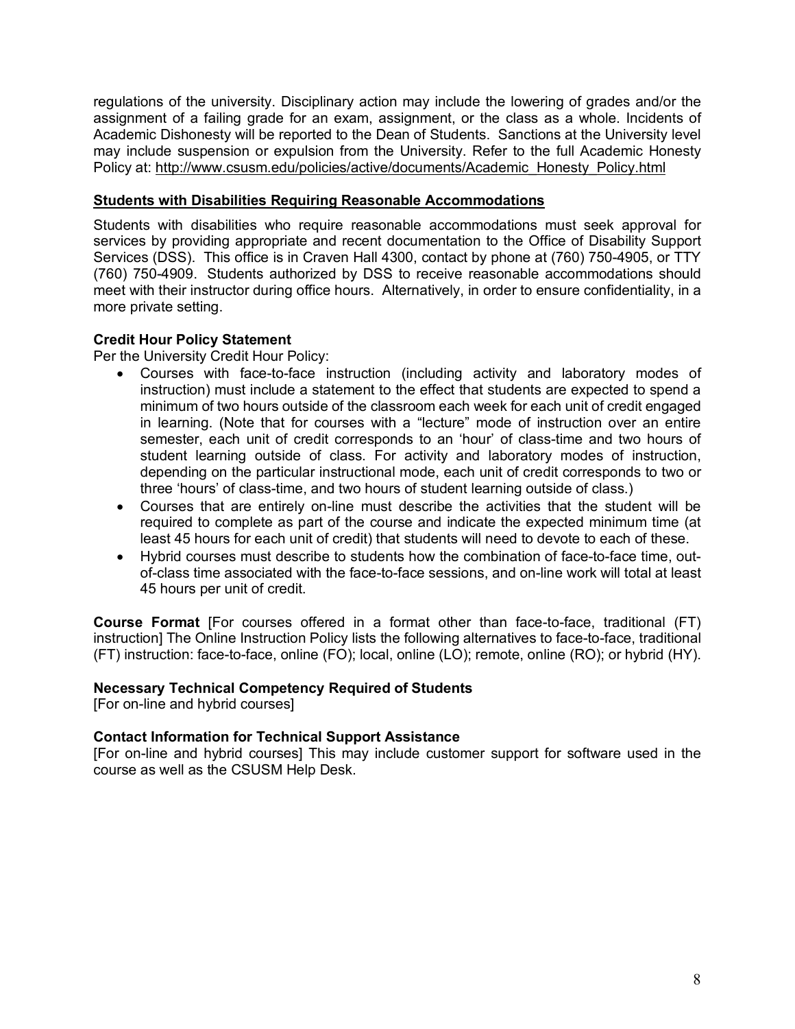regulations of the university. Disciplinary action may include the lowering of grades and/or the assignment of a failing grade for an exam, assignment, or the class as a whole. Incidents of Academic Dishonesty will be reported to the Dean of Students. Sanctions at the University level may include suspension or expulsion from the University. Refer to the full Academic Honesty Policy at: http://www.csusm.edu/policies/active/documents/Academic_Honesty_Policy.html

### Students with Disabilities Requiring Reasonable Accommodations

Students with disabilities who require reasonable accommodations must seek approval for services by providing appropriate and recent documentation to the Office of Disability Support Services (DSS). This office is in Craven Hall 4300, contact by phone at (760) 750-4905, or TTY (760) 750-4909. Students authorized by DSS to receive reasonable accommodations should meet with their instructor during office hours. Alternatively, in order to ensure confidentiality, in a more private setting.

### Credit Hour Policy Statement

Per the University Credit Hour Policy:

- Courses with face-to-face instruction (including activity and laboratory modes of instruction) must include a statement to the effect that students are expected to spend a minimum of two hours outside of the classroom each week for each unit of credit engaged in learning. (Note that for courses with a "lecture" mode of instruction over an entire semester, each unit of credit corresponds to an 'hour' of class-time and two hours of student learning outside of class. For activity and laboratory modes of instruction, depending on the particular instructional mode, each unit of credit corresponds to two or three 'hours' of class-time, and two hours of student learning outside of class.)
- Courses that are entirely on-line must describe the activities that the student will be required to complete as part of the course and indicate the expected minimum time (at least 45 hours for each unit of credit) that students will need to devote to each of these.
- Hybrid courses must describe to students how the combination of face-to-face time, out-of-class time associated with the face-to-face sessions, and on-line work will total at least 45 hours per unit of credit.

**Course Format** [For courses offered in a format other than face-to-face, traditional (FT) instruction] The Online Instruction Policy lists the following alternatives to face-to-face, traditional (FT) instruction: face-to-face, online (FO); local, online (LO); remote, online (RO); or hybrid (HY).

### Necessary Technical Competency Required of Students

[For on-line and hybrid courses]

### Contact Information for Technical Support Assistance

[For on-line and hybrid courses] This may include customer support for software used in the course as well as the CSUSM Help Desk.